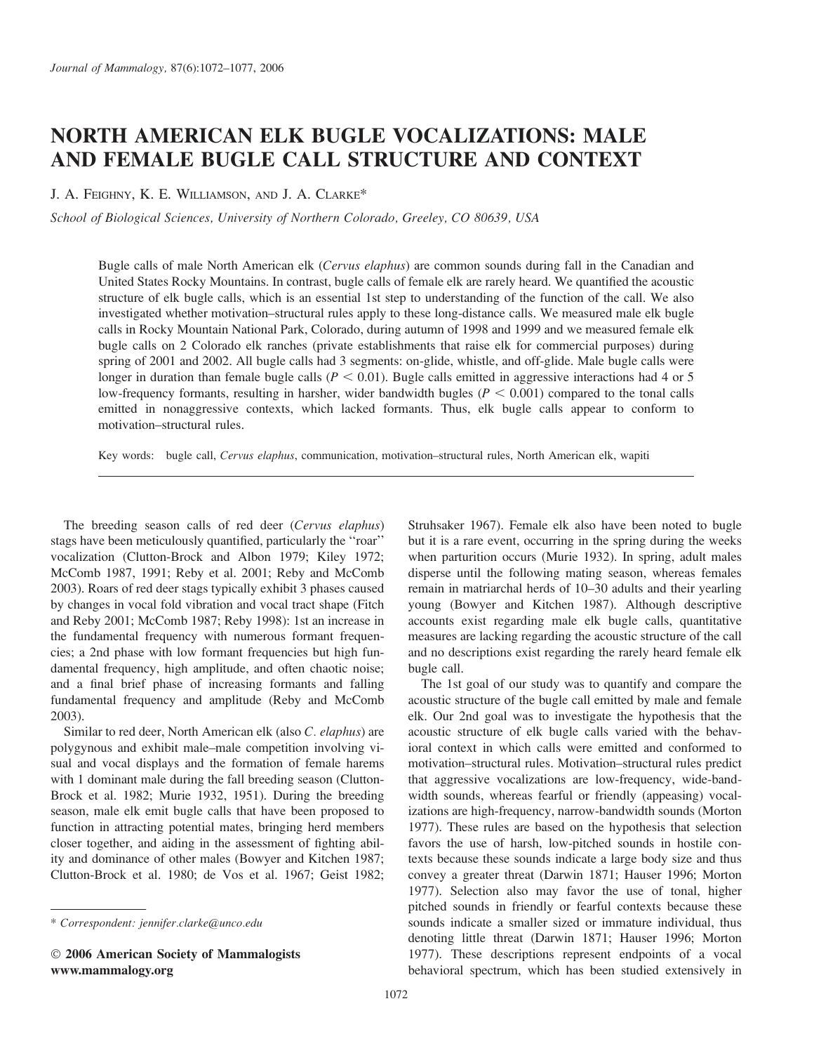# NORTH AMERICAN ELK BUGLE VOCALIZATIONS: MALE AND FEMALE BUGLE CALL STRUCTURE AND CONTEXT

J. A. Feighny, K. E. Williamson, and J. A. Clarke*

*School of Biological Sciences, University of Northern Colorado, Greeley, CO 80639, USA*

Bugle calls of male North American elk (*Cervus elaphus*) are common sounds during fall in the Canadian and United States Rocky Mountains. In contrast, bugle calls of female elk are rarely heard. We quantified the acoustic structure of elk bugle calls, which is an essential 1st step to understanding of the function of the call. We also investigated whether motivation–structural rules apply to these long-distance calls. We measured male elk bugle calls in Rocky Mountain National Park, Colorado, during autumn of 1998 and 1999 and we measured female elk bugle calls on 2 Colorado elk ranches (private establishments that raise elk for commercial purposes) during spring of 2001 and 2002. All bugle calls had 3 segments: on-glide, whistle, and off-glide. Male bugle calls were longer in duration than female bugle calls ($P < 0.01$). Bugle calls emitted in aggressive interactions had 4 or 5 low-frequency formants, resulting in harsher, wider bandwidth bugles ($P < 0.001$) compared to the tonal calls emitted in nonaggressive contexts, which lacked formants. Thus, elk bugle calls appear to conform to motivation–structural rules.

Key words: bugle call, *Cervus elaphus*, communication, motivation–structural rules, North American elk, wapiti

The breeding season calls of red deer (*Cervus elaphus*) stags have been meticulously quantified, particularly the "roar" vocalization (Clutton-Brock and Albon 1979; Kiley 1972; McComb 1987, 1991; Reby et al. 2001; Reby and McComb 2003). Roars of red deer stags typically exhibit 3 phases caused by changes in vocal fold vibration and vocal tract shape (Fitch and Reby 2001; McComb 1987; Reby 1998): 1st an increase in the fundamental frequency with numerous formant frequencies; a 2nd phase with low formant frequencies but high fundamental frequency, high amplitude, and often chaotic noise; and a final brief phase of increasing formants and falling fundamental frequency and amplitude (Reby and McComb 2003).

Similar to red deer, North American elk (also *C. elaphus*) are polygynous and exhibit male–male competition involving visual and vocal displays and the formation of female harems with 1 dominant male during the fall breeding season (Clutton-Brock et al. 1982; Murie 1932, 1951). During the breeding season, male elk emit bugle calls that have been proposed to function in attracting potential mates, bringing herd members closer together, and aiding in the assessment of fighting ability and dominance of other males (Bowyer and Kitchen 1987; Clutton-Brock et al. 1980; de Vos et al. 1967; Geist 1982; Struhsaker 1967). Female elk also have been noted to bugle but it is a rare event, occurring in the spring during the weeks when parturition occurs (Murie 1932). In spring, adult males disperse until the following mating season, whereas females remain in matriarchal herds of 10–30 adults and their yearling young (Bowyer and Kitchen 1987). Although descriptive accounts exist regarding male elk bugle calls, quantitative measures are lacking regarding the acoustic structure of the call and no descriptions exist regarding the rarely heard female elk bugle call.

The 1st goal of our study was to quantify and compare the acoustic structure of the bugle call emitted by male and female elk. Our 2nd goal was to investigate the hypothesis that the acoustic structure of elk bugle calls varied with the behavioral context in which calls were emitted and conformed to motivation–structural rules. Motivation–structural rules predict that aggressive vocalizations are low-frequency, wide-bandwidth sounds, whereas fearful or friendly (appeasing) vocalizations are high-frequency, narrow-bandwidth sounds (Morton 1977). These rules are based on the hypothesis that selection favors the use of harsh, low-pitched sounds in hostile contexts because these sounds indicate a large body size and thus convey a greater threat (Darwin 1871; Hauser 1996; Morton 1977). Selection also may favor the use of tonal, higher pitched sounds in friendly or fearful contexts because these sounds indicate a smaller sized or immature individual, thus denoting little threat (Darwin 1871; Hauser 1996; Morton 1977). These descriptions represent endpoints of a vocal behavioral spectrum, which has been studied extensively in

\* Correspondent: jennifer.clarke@unco.edu

© 2006 American Society of Mammalogists
www.mammalogy.org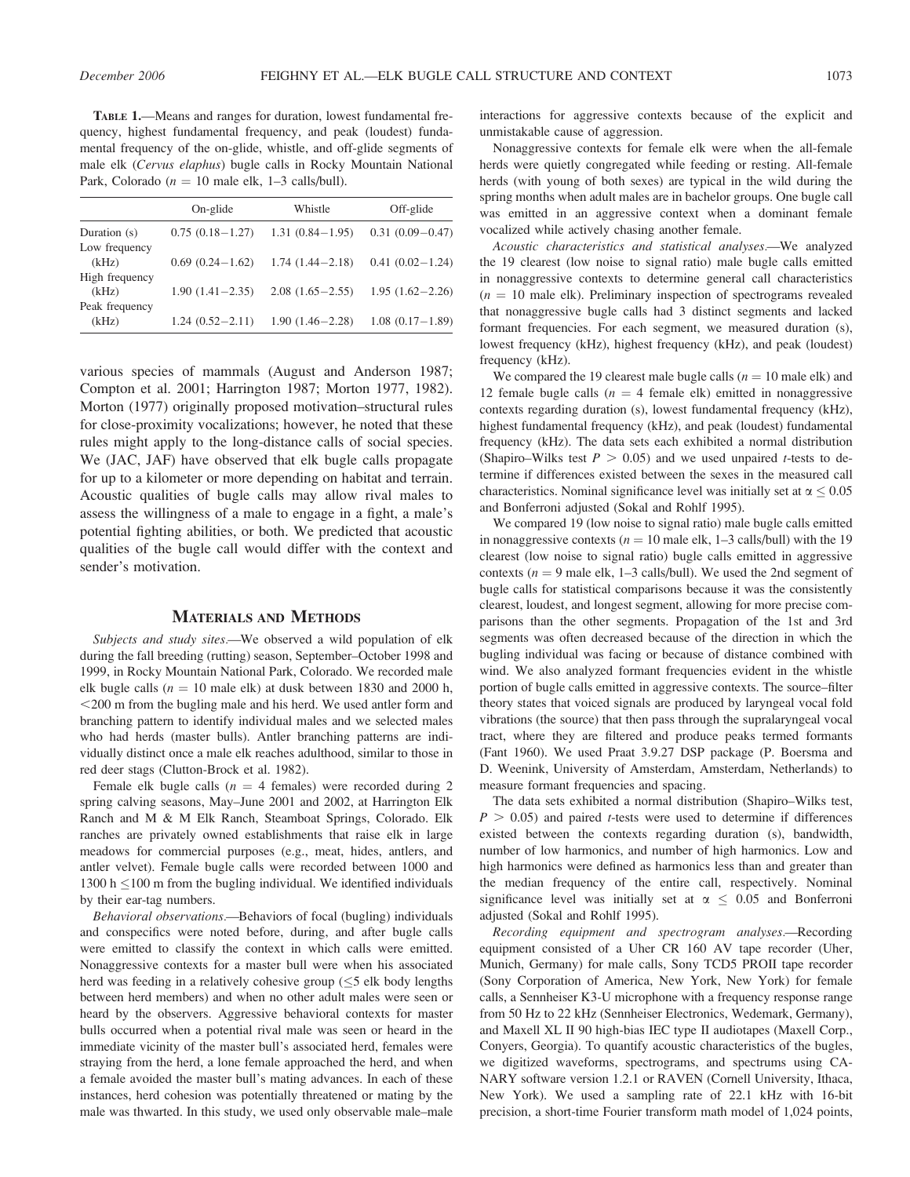**TABLE 1.**—Means and ranges for duration, lowest fundamental frequency, highest fundamental frequency, and peak (loudest) fundamental frequency of the on-glide, whistle, and off-glide segments of male elk (*Cervus elaphus*) bugle calls in Rocky Mountain National Park, Colorado ($n = 10$ male elk, 1–3 calls/bull).

| | On-glide | Whistle | Off-glide |
|---|---|---|---|
| Duration (s) | 0.75 (0.18–1.27) | 1.31 (0.84–1.95) | 0.31 (0.09–0.47) |
| Low frequency (kHz) | 0.69 (0.24–1.62) | 1.74 (1.44–2.18) | 0.41 (0.02–1.24) |
| High frequency (kHz) | 1.90 (1.41–2.35) | 2.08 (1.65–2.55) | 1.95 (1.62–2.26) |
| Peak frequency (kHz) | 1.24 (0.52–2.11) | 1.90 (1.46–2.28) | 1.08 (0.17–1.89) |

various species of mammals (August and Anderson 1987; Compton et al. 2001; Harrington 1987; Morton 1977, 1982). Morton (1977) originally proposed motivation–structural rules for close-proximity vocalizations; however, he noted that these rules might apply to the long-distance calls of social species. We (JAC, JAF) have observed that elk bugle calls propagate for up to a kilometer or more depending on habitat and terrain. Acoustic qualities of bugle calls may allow rival males to assess the willingness of a male to engage in a fight, a male's potential fighting abilities, or both. We predicted that acoustic qualities of the bugle call would differ with the context and sender's motivation.

## MATERIALS AND METHODS

*Subjects and study sites.*—We observed a wild population of elk during the fall breeding (rutting) season, September–October 1998 and 1999, in Rocky Mountain National Park, Colorado. We recorded male elk bugle calls ($n = 10$ male elk) at dusk between 1830 and 2000 h, <200 m from the bugling male and his herd. We used antler form and branching pattern to identify individual males and we selected males who had herds (master bulls). Antler branching patterns are individually distinct once a male elk reaches adulthood, similar to those in red deer stags (Clutton-Brock et al. 1982).

Female elk bugle calls ($n = 4$ females) were recorded during 2 spring calving seasons, May–June 2001 and 2002, at Harrington Elk Ranch and M & M Elk Ranch, Steamboat Springs, Colorado. Elk ranches are privately owned establishments that raise elk in large meadows for commercial purposes (e.g., meat, hides, antlers, and antler velvet). Female bugle calls were recorded between 1000 and 1300 h ≤100 m from the bugling individual. We identified individuals by their ear-tag numbers.

*Behavioral observations.*—Behaviors of focal (bugling) individuals and conspecifics were noted before, during, and after bugle calls were emitted to classify the context in which calls were emitted. Nonaggressive contexts for a master bull were when his associated herd was feeding in a relatively cohesive group (≤5 elk body lengths between herd members) and when no other adult males were seen or heard by the observers. Aggressive behavioral contexts for master bulls occurred when a potential rival male was seen or heard in the immediate vicinity of the master bull's associated herd, females were straying from the herd, a lone female approached the herd, and when a female avoided the master bull's mating advances. In each of these instances, herd cohesion was potentially threatened or mating by the male was thwarted. In this study, we used only observable male–male interactions for aggressive contexts because of the explicit and unmistakable cause of aggression.

Nonaggressive contexts for female elk were when the all-female herds were quietly congregated while feeding or resting. All-female herds (with young of both sexes) are typical in the wild during the spring months when adult males are in bachelor groups. One bugle call was emitted in an aggressive context when a dominant female vocalized while actively chasing another female.

*Acoustic characteristics and statistical analyses.*—We analyzed the 19 clearest (low noise to signal ratio) male bugle calls emitted in nonaggressive contexts to determine general call characteristics ($n = 10$ male elk). Preliminary inspection of spectrograms revealed that nonaggressive bugle calls had 3 distinct segments and lacked formant frequencies. For each segment, we measured duration (s), lowest frequency (kHz), highest frequency (kHz), and peak (loudest) frequency (kHz).

We compared the 19 clearest male bugle calls ($n = 10$ male elk) and 12 female bugle calls ($n = 4$ female elk) emitted in nonaggressive contexts regarding duration (s), lowest fundamental frequency (kHz), highest fundamental frequency (kHz), and peak (loudest) fundamental frequency (kHz). The data sets each exhibited a normal distribution (Shapiro–Wilks test $P > 0.05$) and we used unpaired *t*-tests to determine if differences existed between the sexes in the measured call characteristics. Nominal significance level was initially set at $\alpha \leq 0.05$ and Bonferroni adjusted (Sokal and Rohlf 1995).

We compared 19 (low noise to signal ratio) male bugle calls emitted in nonaggressive contexts ($n = 10$ male elk, 1–3 calls/bull) with the 19 clearest (low noise to signal ratio) bugle calls emitted in aggressive contexts ($n = 9$ male elk, 1–3 calls/bull). We used the 2nd segment of bugle calls for statistical comparisons because it was the consistently clearest, loudest, and longest segment, allowing for more precise comparisons than the other segments. Propagation of the 1st and 3rd segments was often decreased because of the direction in which the bugling individual was facing or because of distance combined with wind. We also analyzed formant frequencies evident in the whistle portion of bugle calls emitted in aggressive contexts. The source–filter theory states that voiced signals are produced by laryngeal vocal fold vibrations (the source) that then pass through the supralaryngeal vocal tract, where they are filtered and produce peaks termed formants (Fant 1960). We used Praat 3.9.27 DSP package (P. Boersma and D. Weenink, University of Amsterdam, Amsterdam, Netherlands) to measure formant frequencies and spacing.

The data sets exhibited a normal distribution (Shapiro–Wilks test, $P > 0.05$) and paired *t*-tests were used to determine if differences existed between the contexts regarding duration (s), bandwidth, number of low harmonics, and number of high harmonics. Low and high harmonics were defined as harmonics less than and greater than the median frequency of the entire call, respectively. Nominal significance level was initially set at $\alpha \leq 0.05$ and Bonferroni adjusted (Sokal and Rohlf 1995).

*Recording equipment and spectrogram analyses.*—Recording equipment consisted of a Uher CR 160 AV tape recorder (Uher, Munich, Germany) for male calls, Sony TCD5 PROII tape recorder (Sony Corporation of America, New York, New York) for female calls, a Sennheiser K3-U microphone with a frequency response range from 50 Hz to 22 kHz (Sennheiser Electronics, Wedemark, Germany), and Maxell XL II 90 high-bias IEC type II audiotapes (Maxell Corp., Conyers, Georgia). To quantify acoustic characteristics of the bugles, we digitized waveforms, spectrograms, and spectrums using CANARY software version 1.2.1 or RAVEN (Cornell University, Ithaca, New York). We used a sampling rate of 22.1 kHz with 16-bit precision, a short-time Fourier transform math model of 1,024 points,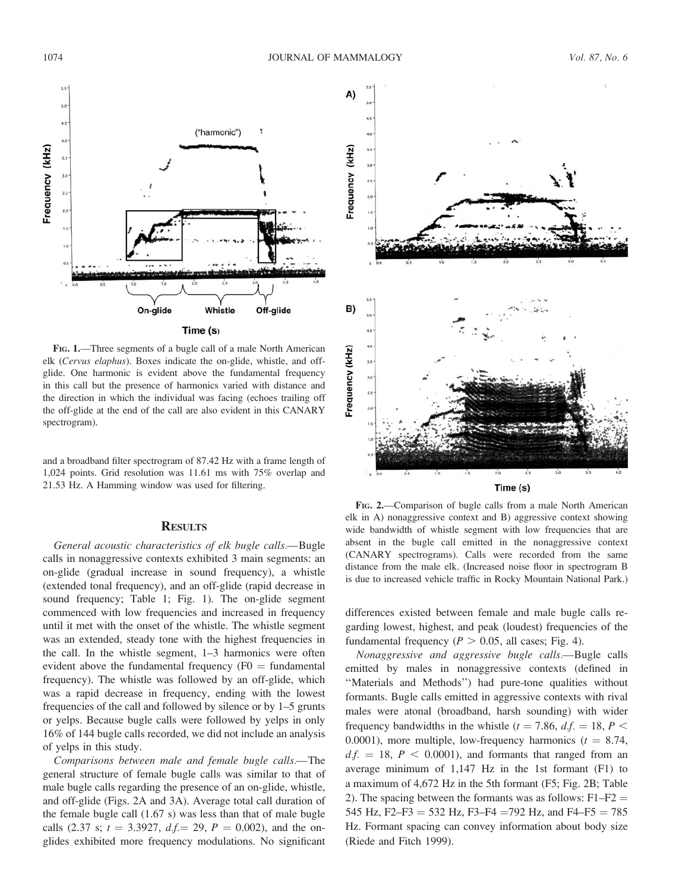FIG. 1.—Three segments of a bugle call of a male North American elk (*Cervus elaphus*). Boxes indicate the on-glide, whistle, and off-glide. One harmonic is evident above the fundamental frequency in this call but the presence of harmonics varied with distance and the direction in which the individual was facing (echoes trailing off the off-glide at the end of the call are also evident in this CANARY spectrogram).

and a broadband filter spectrogram of 87.42 Hz with a frame length of 1,024 points. Grid resolution was 11.61 ms with 75% overlap and 21.53 Hz. A Hamming window was used for filtering.

## RESULTS

*General acoustic characteristics of elk bugle calls.*—Bugle calls in nonaggressive contexts exhibited 3 main segments: an on-glide (gradual increase in sound frequency), a whistle (extended tonal frequency), and an off-glide (rapid decrease in sound frequency; Table 1; Fig. 1). The on-glide segment commenced with low frequencies and increased in frequency until it met with the onset of the whistle. The whistle segment was an extended, steady tone with the highest frequencies in the call. In the whistle segment, 1–3 harmonics were often evident above the fundamental frequency (F0 = fundamental frequency). The whistle was followed by an off-glide, which was a rapid decrease in frequency, ending with the lowest frequencies of the call and followed by silence or by 1–5 grunts or yelps. Because bugle calls were followed by yelps in only 16% of 144 bugle calls recorded, we did not include an analysis of yelps in this study.

*Comparisons between male and female bugle calls.*—The general structure of female bugle calls was similar to that of male bugle calls regarding the presence of an on-glide, whistle, and off-glide (Figs. 2A and 3A). Average total call duration of the female bugle call (1.67 s) was less than that of male bugle calls (2.37 s; $t = 3.3927$, $d.f. = 29$, $P = 0.002$), and the on-glides exhibited more frequency modulations. No significant differences existed between female and male bugle calls regarding lowest, highest, and peak (loudest) frequencies of the fundamental frequency ($P > 0.05$, all cases; Fig. 4).

*Nonaggressive and aggressive bugle calls.*—Bugle calls emitted by males in nonaggressive contexts (defined in "Materials and Methods") had pure-tone qualities without formants. Bugle calls emitted in aggressive contexts with rival males were atonal (broadband, harsh sounding) with wider frequency bandwidths in the whistle ($t = 7.86$, $d.f. = 18$, $P < 0.0001$), more multiple, low-frequency harmonics ($t = 8.74$, $d.f. = 18$, $P < 0.0001$), and formants that ranged from an average minimum of 1,147 Hz in the 1st formant (F1) to a maximum of 4,672 Hz in the 5th formant (F5; Fig. 2B; Table 2). The spacing between the formants was as follows: F1–F2 = 545 Hz, F2–F3 = 532 Hz, F3–F4 = 792 Hz, and F4–F5 = 785 Hz. Formant spacing can convey information about body size (Riede and Fitch 1999).

FIG. 2.—Comparison of bugle calls from a male North American elk in A) nonaggressive context and B) aggressive context showing wide bandwidth of whistle segment with low frequencies that are absent in the bugle call emitted in the nonaggressive context (CANARY spectrograms). Calls were recorded from the same distance from the male elk. (Increased noise floor in spectrogram B is due to increased vehicle traffic in Rocky Mountain National Park.)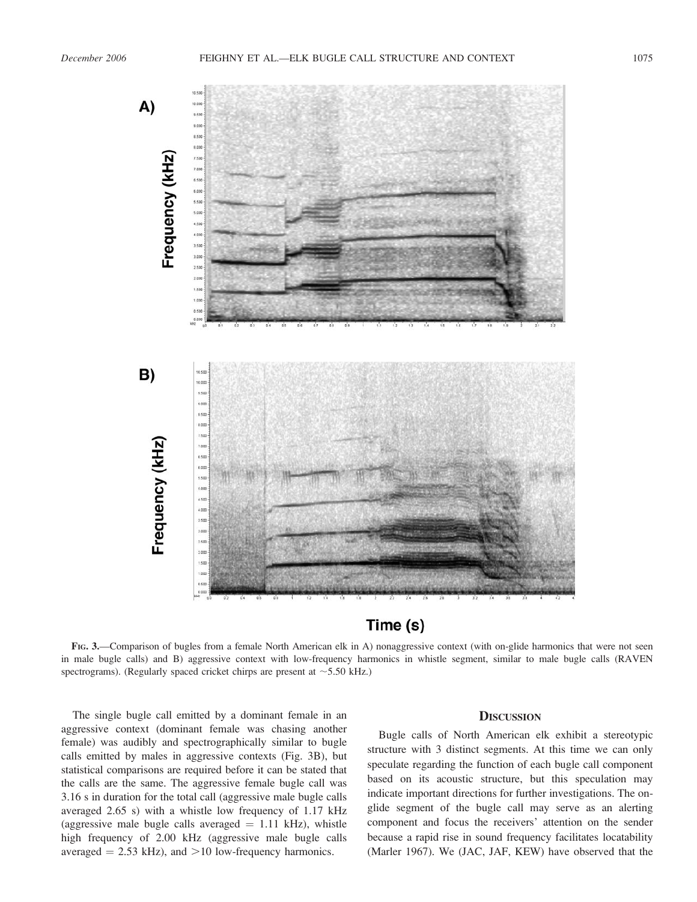**Fig. 3.**—Comparison of bugles from a female North American elk in A) nonaggressive context (with on-glide harmonics that were not seen in male bugle calls) and B) aggressive context with low-frequency harmonics in whistle segment, similar to male bugle calls (RAVEN spectrograms). (Regularly spaced cricket chirps are present at ~5.50 kHz.)

The single bugle call emitted by a dominant female in an aggressive context (dominant female was chasing another female) was audibly and spectrographically similar to bugle calls emitted by males in aggressive contexts (Fig. 3B), but statistical comparisons are required before it can be stated that the calls are the same. The aggressive female bugle call was 3.16 s in duration for the total call (aggressive male bugle calls averaged 2.65 s) with a whistle low frequency of 1.17 kHz (aggressive male bugle calls averaged = 1.11 kHz), whistle high frequency of 2.00 kHz (aggressive male bugle calls averaged = 2.53 kHz), and >10 low-frequency harmonics.

## Discussion

Bugle calls of North American elk exhibit a stereotypic structure with 3 distinct segments. At this time we can only speculate regarding the function of each bugle call component based on its acoustic structure, but this speculation may indicate important directions for further investigations. The on-glide segment of the bugle call may serve as an alerting component and focus the receivers' attention on the sender because a rapid rise in sound frequency facilitates locatability (Marler 1967). We (JAC, JAF, KEW) have observed that the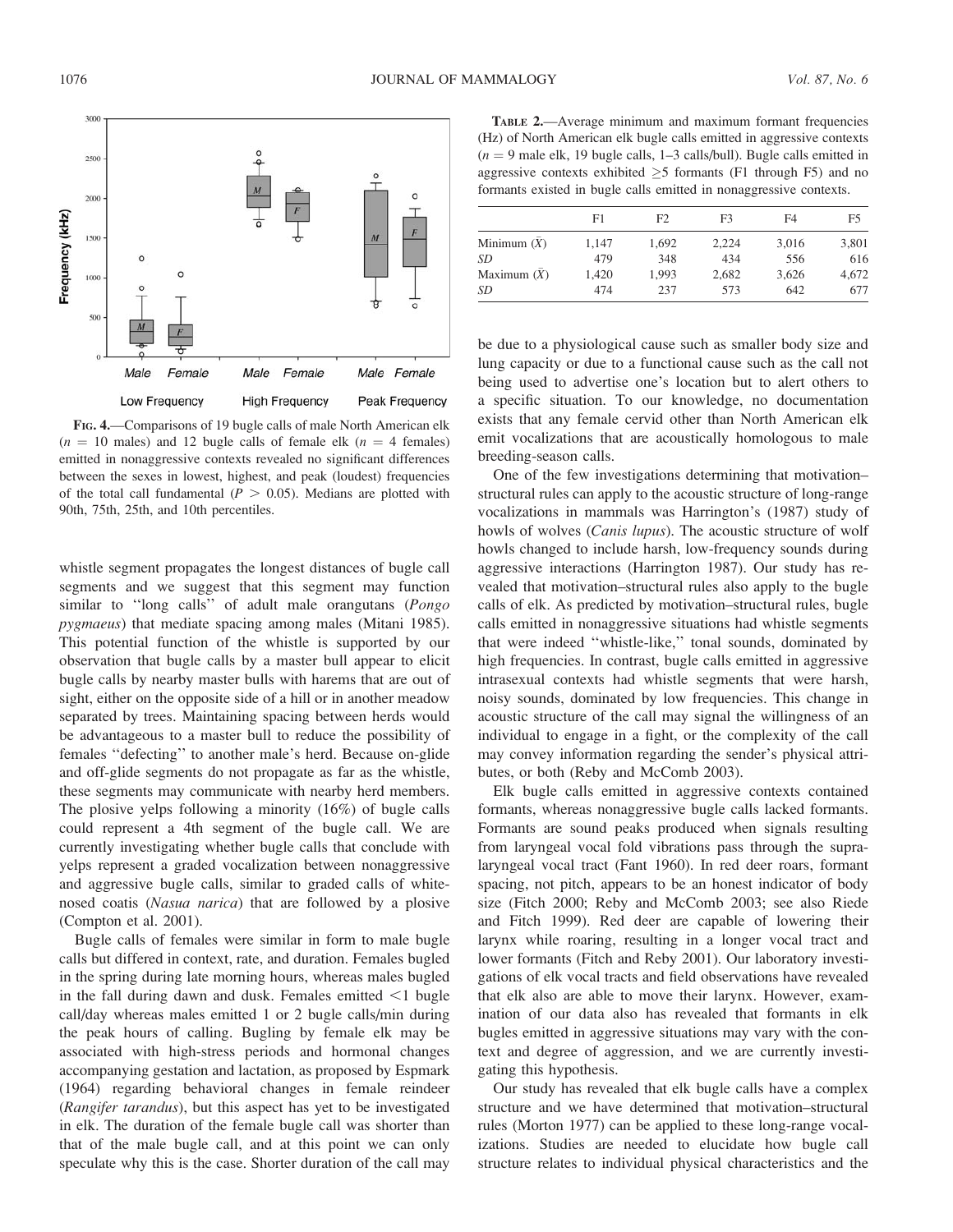FIG. 4.—Comparisons of 19 bugle calls of male North American elk ($n = 10$ males) and 12 bugle calls of female elk ($n = 4$ females) emitted in nonaggressive contexts revealed no significant differences between the sexes in lowest, highest, and peak (loudest) frequencies of the total call fundamental ($P > 0.05$). Medians are plotted with 90th, 75th, 25th, and 10th percentiles.

whistle segment propagates the longest distances of bugle call segments and we suggest that this segment may function similar to "long calls" of adult male orangutans (*Pongo pygmaeus*) that mediate spacing among males (Mitani 1985). This potential function of the whistle is supported by our observation that bugle calls by a master bull appear to elicit bugle calls by nearby master bulls with harems that are out of sight, either on the opposite side of a hill or in another meadow separated by trees. Maintaining spacing between herds would be advantageous to a master bull to reduce the possibility of females "defecting" to another male's herd. Because on-glide and off-glide segments do not propagate as far as the whistle, these segments may communicate with nearby herd members. The plosive yelps following a minority (16%) of bugle calls could represent a 4th segment of the bugle call. We are currently investigating whether bugle calls that conclude with yelps represent a graded vocalization between nonaggressive and aggressive bugle calls, similar to graded calls of white-nosed coatis (*Nasua narica*) that are followed by a plosive (Compton et al. 2001).

Bugle calls of females were similar in form to male bugle calls but differed in context, rate, and duration. Females bugled in the spring during late morning hours, whereas males bugled in the fall during dawn and dusk. Females emitted <1 bugle call/day whereas males emitted 1 or 2 bugle calls/min during the peak hours of calling. Bugling by female elk may be associated with high-stress periods and hormonal changes accompanying gestation and lactation, as proposed by Espmark (1964) regarding behavioral changes in female reindeer (*Rangifer tarandus*), but this aspect has yet to be investigated in elk. The duration of the female bugle call was shorter than that of the male bugle call, and at this point we can only speculate why this is the case. Shorter duration of the call may be due to a physiological cause such as smaller body size and lung capacity or due to a functional cause such as the call not being used to advertise one's location but to alert others to a specific situation. To our knowledge, no documentation exists that any female cervid other than North American elk emit vocalizations that are acoustically homologous to male breeding-season calls.

TABLE 2.—Average minimum and maximum formant frequencies (Hz) of North American elk bugle calls emitted in aggressive contexts ($n = 9$ male elk, 19 bugle calls, 1–3 calls/bull). Bugle calls emitted in aggressive contexts exhibited ≥5 formants (F1 through F5) and no formants existed in bugle calls emitted in nonaggressive contexts.

| | F1 | F2 | F3 | F4 | F5 |
|---|---|---|---|---|---|
| Minimum ($\bar{X}$) | 1,147 | 1,692 | 2,224 | 3,016 | 3,801 |
| *SD* | 479 | 348 | 434 | 556 | 616 |
| Maximum ($\bar{X}$) | 1,420 | 1,993 | 2,682 | 3,626 | 4,672 |
| *SD* | 474 | 237 | 573 | 642 | 677 |

One of the few investigations determining that motivation–structural rules can apply to the acoustic structure of long-range vocalizations in mammals was Harrington's (1987) study of howls of wolves (*Canis lupus*). The acoustic structure of wolf howls changed to include harsh, low-frequency sounds during aggressive interactions (Harrington 1987). Our study has revealed that motivation–structural rules also apply to the bugle calls of elk. As predicted by motivation–structural rules, bugle calls emitted in nonaggressive situations had whistle segments that were indeed "whistle-like," tonal sounds, dominated by high frequencies. In contrast, bugle calls emitted in aggressive intrasexual contexts had whistle segments that were harsh, noisy sounds, dominated by low frequencies. This change in acoustic structure of the call may signal the willingness of an individual to engage in a fight, or the complexity of the call may convey information regarding the sender's physical attributes, or both (Reby and McComb 2003).

Elk bugle calls emitted in aggressive contexts contained formants, whereas nonaggressive bugle calls lacked formants. Formants are sound peaks produced when signals resulting from laryngeal vocal fold vibrations pass through the supralaryngeal vocal tract (Fant 1960). In red deer roars, formant spacing, not pitch, appears to be an honest indicator of body size (Fitch 2000; Reby and McComb 2003; see also Riede and Fitch 1999). Red deer are capable of lowering their larynx while roaring, resulting in a longer vocal tract and lower formants (Fitch and Reby 2001). Our laboratory investigations of elk vocal tracts and field observations have revealed that elk also are able to move their larynx. However, examination of our data also has revealed that formants in elk bugles emitted in aggressive situations may vary with the context and degree of aggression, and we are currently investigating this hypothesis.

Our study has revealed that elk bugle calls have a complex structure and we have determined that motivation–structural rules (Morton 1977) can be applied to these long-range vocalizations. Studies are needed to elucidate how bugle call structure relates to individual physical characteristics and the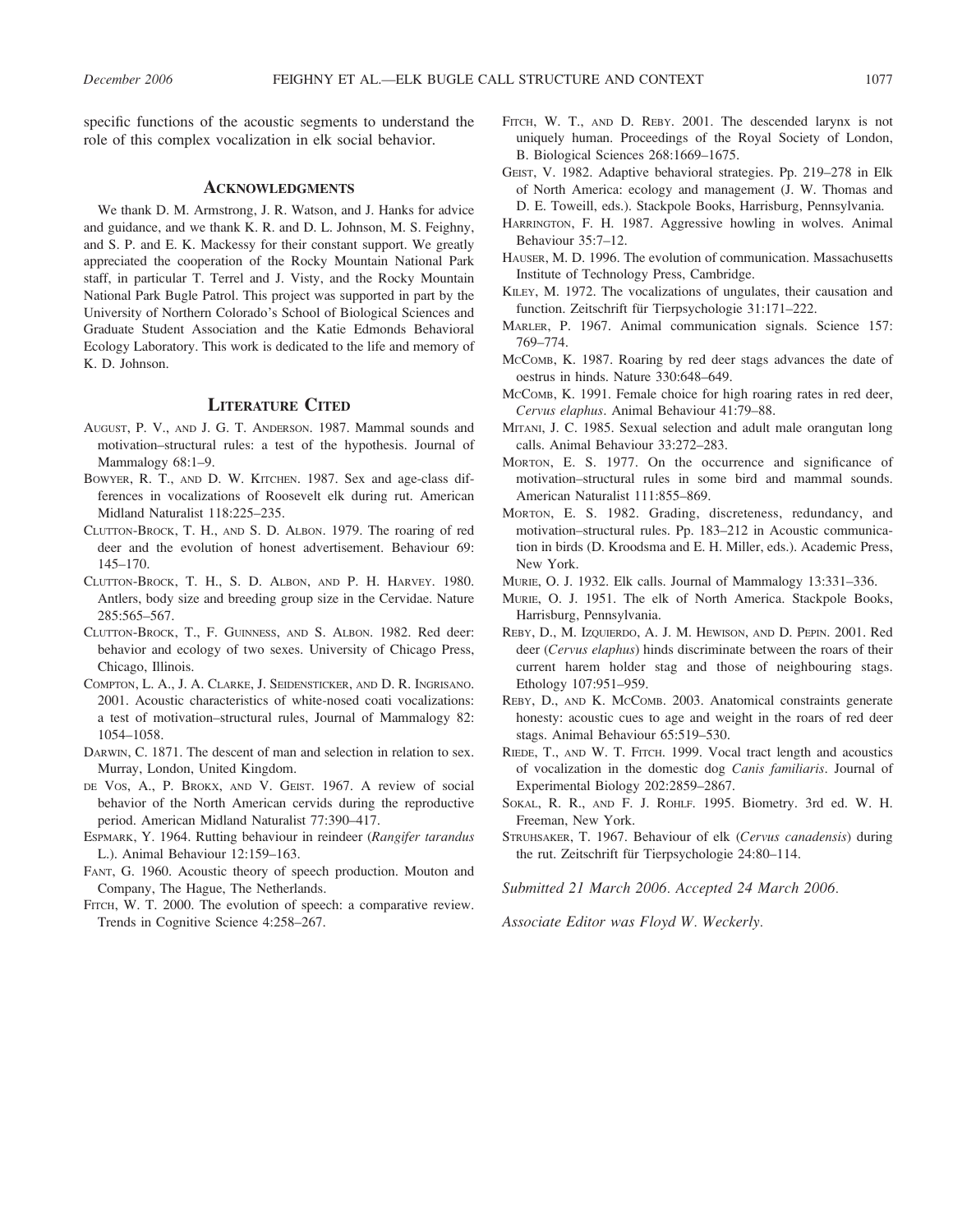specific functions of the acoustic segments to understand the role of this complex vocalization in elk social behavior.

## Acknowledgments

We thank D. M. Armstrong, J. R. Watson, and J. Hanks for advice and guidance, and we thank K. R. and D. L. Johnson, M. S. Feighny, and S. P. and E. K. Mackessy for their constant support. We greatly appreciated the cooperation of the Rocky Mountain National Park staff, in particular T. Terrel and J. Visty, and the Rocky Mountain National Park Bugle Patrol. This project was supported in part by the University of Northern Colorado's School of Biological Sciences and Graduate Student Association and the Katie Edmonds Behavioral Ecology Laboratory. This work is dedicated to the life and memory of K. D. Johnson.

## Literature Cited

August, P. V., and J. G. T. Anderson. 1987. Mammal sounds and motivation–structural rules: a test of the hypothesis. Journal of Mammalogy 68:1–9.

Bowyer, R. T., and D. W. Kitchen. 1987. Sex and age-class differences in vocalizations of Roosevelt elk during rut. American Midland Naturalist 118:225–235.

Clutton-Brock, T. H., and S. D. Albon. 1979. The roaring of red deer and the evolution of honest advertisement. Behaviour 69: 145–170.

Clutton-Brock, T. H., S. D. Albon, and P. H. Harvey. 1980. Antlers, body size and breeding group size in the Cervidae. Nature 285:565–567.

Clutton-Brock, T., F. Guinness, and S. Albon. 1982. Red deer: behavior and ecology of two sexes. University of Chicago Press, Chicago, Illinois.

Compton, L. A., J. A. Clarke, J. Seidensticker, and D. R. Ingrisano. 2001. Acoustic characteristics of white-nosed coati vocalizations: a test of motivation–structural rules, Journal of Mammalogy 82: 1054–1058.

Darwin, C. 1871. The descent of man and selection in relation to sex. Murray, London, United Kingdom.

de Vos, A., P. Brokx, and V. Geist. 1967. A review of social behavior of the North American cervids during the reproductive period. American Midland Naturalist 77:390–417.

Espmark, Y. 1964. Rutting behaviour in reindeer (*Rangifer tarandus* L.). Animal Behaviour 12:159–163.

Fant, G. 1960. Acoustic theory of speech production. Mouton and Company, The Hague, The Netherlands.

Fitch, W. T. 2000. The evolution of speech: a comparative review. Trends in Cognitive Science 4:258–267.

Fitch, W. T., and D. Reby. 2001. The descended larynx is not uniquely human. Proceedings of the Royal Society of London, B. Biological Sciences 268:1669–1675.

Geist, V. 1982. Adaptive behavioral strategies. Pp. 219–278 in Elk of North America: ecology and management (J. W. Thomas and D. E. Toweill, eds.). Stackpole Books, Harrisburg, Pennsylvania.

Harrington, F. H. 1987. Aggressive howling in wolves. Animal Behaviour 35:7–12.

Hauser, M. D. 1996. The evolution of communication. Massachusetts Institute of Technology Press, Cambridge.

Kiley, M. 1972. The vocalizations of ungulates, their causation and function. Zeitschrift für Tierpsychologie 31:171–222.

Marler, P. 1967. Animal communication signals. Science 157: 769–774.

McComb, K. 1987. Roaring by red deer stags advances the date of oestrus in hinds. Nature 330:648–649.

McComb, K. 1991. Female choice for high roaring rates in red deer, *Cervus elaphus*. Animal Behaviour 41:79–88.

Mitani, J. C. 1985. Sexual selection and adult male orangutan long calls. Animal Behaviour 33:272–283.

Morton, E. S. 1977. On the occurrence and significance of motivation–structural rules in some bird and mammal sounds. American Naturalist 111:855–869.

Morton, E. S. 1982. Grading, discreteness, redundancy, and motivation–structural rules. Pp. 183–212 in Acoustic communication in birds (D. Kroodsma and E. H. Miller, eds.). Academic Press, New York.

Murie, O. J. 1932. Elk calls. Journal of Mammalogy 13:331–336.

Murie, O. J. 1951. The elk of North America. Stackpole Books, Harrisburg, Pennsylvania.

Reby, D., M. Izquierdo, A. J. M. Hewison, and D. Pepin. 2001. Red deer (*Cervus elaphus*) hinds discriminate between the roars of their current harem holder stag and those of neighbouring stags. Ethology 107:951–959.

Reby, D., and K. McComb. 2003. Anatomical constraints generate honesty: acoustic cues to age and weight in the roars of red deer stags. Animal Behaviour 65:519–530.

Riede, T., and W. T. Fitch. 1999. Vocal tract length and acoustics of vocalization in the domestic dog *Canis familiaris*. Journal of Experimental Biology 202:2859–2867.

Sokal, R. R., and F. J. Rohlf. 1995. Biometry. 3rd ed. W. H. Freeman, New York.

Struhsaker, T. 1967. Behaviour of elk (*Cervus canadensis*) during the rut. Zeitschrift für Tierpsychologie 24:80–114.

*Submitted 21 March 2006. Accepted 24 March 2006.*

*Associate Editor was Floyd W. Weckerly.*